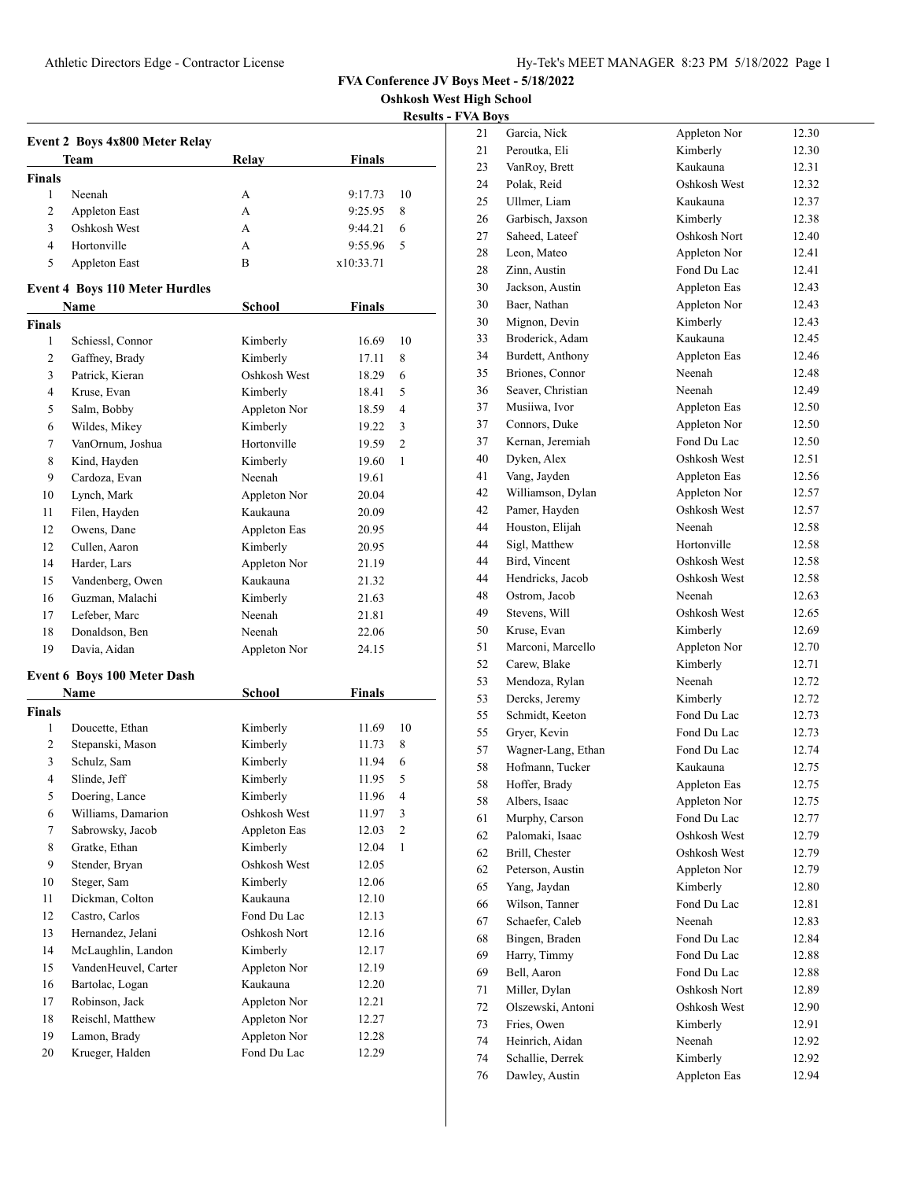FVA Conference JV Boys Meet - 5/18/2022

Oshkosh West High School

Results - FVA Boys

### Event 2 Boys 4x800 Meter Relay

| | Team | Relay | Finals | |
|---|---|---|---|---|
| **Finals** | | | | |
| 1 | Neenah | A | 9:17.73 | 10 |
| 2 | Appleton East | A | 9:25.95 | 8 |
| 3 | Oshkosh West | A | 9:44.21 | 6 |
| 4 | Hortonville | A | 9:55.96 | 5 |
| 5 | Appleton East | B | x10:33.71 | |

### Event 4 Boys 110 Meter Hurdles

| | Name | School | Finals | |
|---|---|---|---|---|
| **Finals** | | | | |
| 1 | Schiessl, Connor | Kimberly | 16.69 | 10 |
| 2 | Gaffney, Brady | Kimberly | 17.11 | 8 |
| 3 | Patrick, Kieran | Oshkosh West | 18.29 | 6 |
| 4 | Kruse, Evan | Kimberly | 18.41 | 5 |
| 5 | Salm, Bobby | Appleton Nor | 18.59 | 4 |
| 6 | Wildes, Mikey | Kimberly | 19.22 | 3 |
| 7 | VanOrnum, Joshua | Hortonville | 19.59 | 2 |
| 8 | Kind, Hayden | Kimberly | 19.60 | 1 |
| 9 | Cardoza, Evan | Neenah | 19.61 | |
| 10 | Lynch, Mark | Appleton Nor | 20.04 | |
| 11 | Filen, Hayden | Kaukauna | 20.09 | |
| 12 | Owens, Dane | Appleton Eas | 20.95 | |
| 12 | Cullen, Aaron | Kimberly | 20.95 | |
| 14 | Harder, Lars | Appleton Nor | 21.19 | |
| 15 | Vandenberg, Owen | Kaukauna | 21.32 | |
| 16 | Guzman, Malachi | Kimberly | 21.63 | |
| 17 | Lefeber, Marc | Neenah | 21.81 | |
| 18 | Donaldson, Ben | Neenah | 22.06 | |
| 19 | Davia, Aidan | Appleton Nor | 24.15 | |

### Event 6 Boys 100 Meter Dash

| | Name | School | Finals | |
|---|---|---|---|---|
| **Finals** | | | | |
| 1 | Doucette, Ethan | Kimberly | 11.69 | 10 |
| 2 | Stepanski, Mason | Kimberly | 11.73 | 8 |
| 3 | Schulz, Sam | Kimberly | 11.94 | 6 |
| 4 | Slinde, Jeff | Kimberly | 11.95 | 5 |
| 5 | Doering, Lance | Kimberly | 11.96 | 4 |
| 6 | Williams, Damarion | Oshkosh West | 11.97 | 3 |
| 7 | Sabrowsky, Jacob | Appleton Eas | 12.03 | 2 |
| 8 | Gratke, Ethan | Kimberly | 12.04 | 1 |
| 9 | Stender, Bryan | Oshkosh West | 12.05 | |
| 10 | Steger, Sam | Kimberly | 12.06 | |
| 11 | Dickman, Colton | Kaukauna | 12.10 | |
| 12 | Castro, Carlos | Fond Du Lac | 12.13 | |
| 13 | Hernandez, Jelani | Oshkosh Nort | 12.16 | |
| 14 | McLaughlin, Landon | Kimberly | 12.17 | |
| 15 | VandenHeuvel, Carter | Appleton Nor | 12.19 | |
| 16 | Bartolac, Logan | Kaukauna | 12.20 | |
| 17 | Robinson, Jack | Appleton Nor | 12.21 | |
| 18 | Reischl, Matthew | Appleton Nor | 12.27 | |
| 19 | Lamon, Brady | Appleton Nor | 12.28 | |
| 20 | Krueger, Halden | Fond Du Lac | 12.29 | |
| 21 | Garcia, Nick | Appleton Nor | 12.30 | |
| 21 | Peroutka, Eli | Kimberly | 12.30 | |
| 23 | VanRoy, Brett | Kaukauna | 12.31 | |
| 24 | Polak, Reid | Oshkosh West | 12.32 | |
| 25 | Ullmer, Liam | Kaukauna | 12.37 | |
| 26 | Garbisch, Jaxson | Kimberly | 12.38 | |
| 27 | Saheed, Lateef | Oshkosh Nort | 12.40 | |
| 28 | Leon, Mateo | Appleton Nor | 12.41 | |
| 28 | Zinn, Austin | Fond Du Lac | 12.41 | |
| 30 | Jackson, Austin | Appleton Eas | 12.43 | |
| 30 | Baer, Nathan | Appleton Nor | 12.43 | |
| 30 | Mignon, Devin | Kimberly | 12.43 | |
| 33 | Broderick, Adam | Kaukauna | 12.45 | |
| 34 | Burdett, Anthony | Appleton Eas | 12.46 | |
| 35 | Briones, Connor | Neenah | 12.48 | |
| 36 | Seaver, Christian | Neenah | 12.49 | |
| 37 | Musiiwa, Ivor | Appleton Eas | 12.50 | |
| 37 | Connors, Duke | Appleton Nor | 12.50 | |
| 37 | Kernan, Jeremiah | Fond Du Lac | 12.50 | |
| 40 | Dyken, Alex | Oshkosh West | 12.51 | |
| 41 | Vang, Jayden | Appleton Eas | 12.56 | |
| 42 | Williamson, Dylan | Appleton Nor | 12.57 | |
| 42 | Pamer, Hayden | Oshkosh West | 12.57 | |
| 44 | Houston, Elijah | Neenah | 12.58 | |
| 44 | Sigl, Matthew | Hortonville | 12.58 | |
| 44 | Bird, Vincent | Oshkosh West | 12.58 | |
| 44 | Hendricks, Jacob | Oshkosh West | 12.58 | |
| 48 | Ostrom, Jacob | Neenah | 12.63 | |
| 49 | Stevens, Will | Oshkosh West | 12.65 | |
| 50 | Kruse, Evan | Kimberly | 12.69 | |
| 51 | Marconi, Marcello | Appleton Nor | 12.70 | |
| 52 | Carew, Blake | Kimberly | 12.71 | |
| 53 | Mendoza, Rylan | Neenah | 12.72 | |
| 53 | Dercks, Jeremy | Kimberly | 12.72 | |
| 55 | Schmidt, Keeton | Fond Du Lac | 12.73 | |
| 55 | Gryer, Kevin | Fond Du Lac | 12.73 | |
| 57 | Wagner-Lang, Ethan | Fond Du Lac | 12.74 | |
| 58 | Hofmann, Tucker | Kaukauna | 12.75 | |
| 58 | Hoffer, Brady | Appleton Eas | 12.75 | |
| 58 | Albers, Isaac | Appleton Nor | 12.75 | |
| 61 | Murphy, Carson | Fond Du Lac | 12.77 | |
| 62 | Palomaki, Isaac | Oshkosh West | 12.79 | |
| 62 | Brill, Chester | Oshkosh West | 12.79 | |
| 62 | Peterson, Austin | Appleton Nor | 12.79 | |
| 65 | Yang, Jaydan | Kimberly | 12.80 | |
| 66 | Wilson, Tanner | Fond Du Lac | 12.81 | |
| 67 | Schaefer, Caleb | Neenah | 12.83 | |
| 68 | Bingen, Braden | Fond Du Lac | 12.84 | |
| 69 | Harry, Timmy | Fond Du Lac | 12.88 | |
| 69 | Bell, Aaron | Fond Du Lac | 12.88 | |
| 71 | Miller, Dylan | Oshkosh Nort | 12.89 | |
| 72 | Olszewski, Antoni | Oshkosh West | 12.90 | |
| 73 | Fries, Owen | Kimberly | 12.91 | |
| 74 | Heinrich, Aidan | Neenah | 12.92 | |
| 74 | Schallie, Derrek | Kimberly | 12.92 | |
| 76 | Dawley, Austin | Appleton Eas | 12.94 | |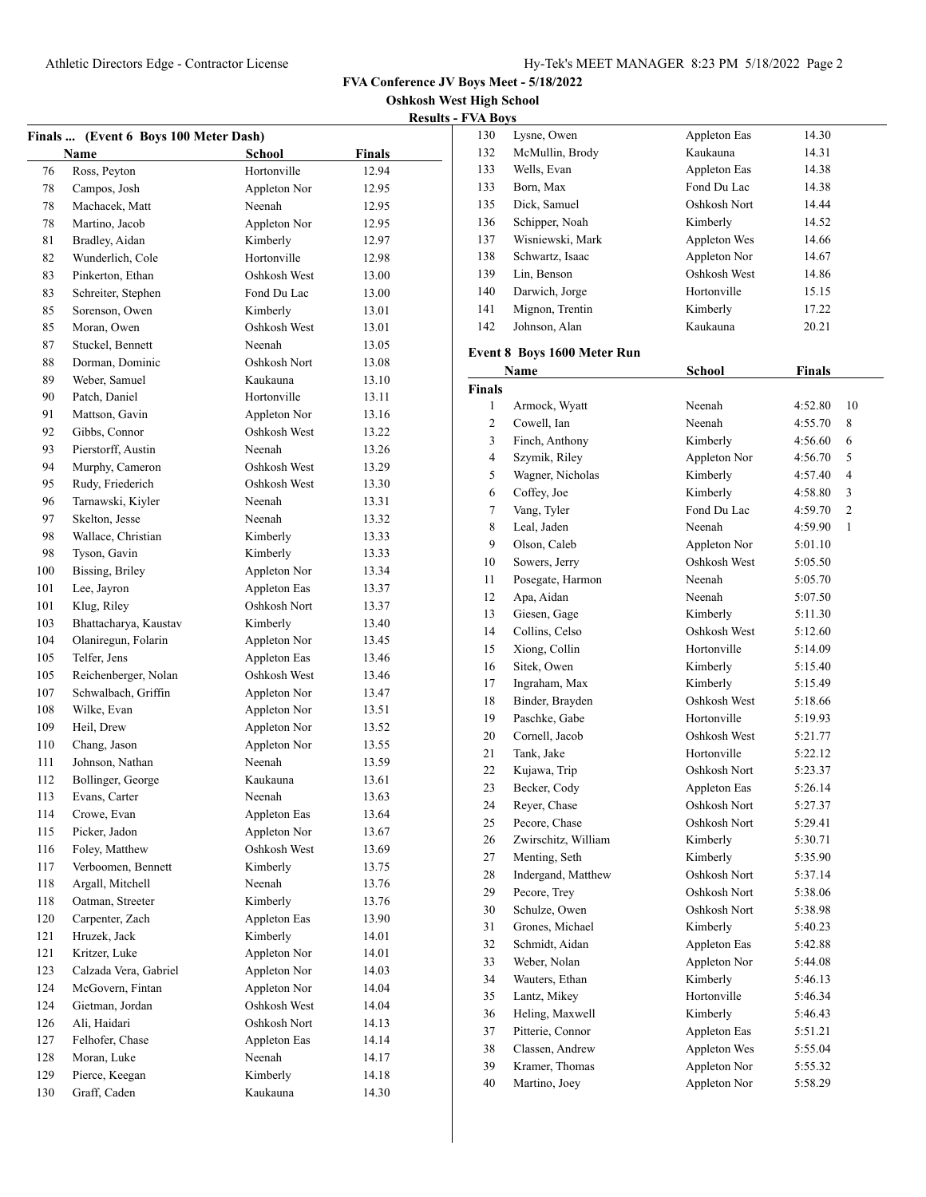**FVA Conference JV Boys Meet - 5/18/2022**

**Oshkosh West High School**

**Results - FVA Boys**

### Finals ... (Event 6 Boys 100 Meter Dash)

| | Name | School | Finals |
|---|---|---|---|
| 76 | Ross, Peyton | Hortonville | 12.94 |
| 78 | Campos, Josh | Appleton Nor | 12.95 |
| 78 | Machacek, Matt | Neenah | 12.95 |
| 78 | Martino, Jacob | Appleton Nor | 12.95 |
| 81 | Bradley, Aidan | Kimberly | 12.97 |
| 82 | Wunderlich, Cole | Hortonville | 12.98 |
| 83 | Pinkerton, Ethan | Oshkosh West | 13.00 |
| 83 | Schreiter, Stephen | Fond Du Lac | 13.00 |
| 85 | Sorenson, Owen | Kimberly | 13.01 |
| 85 | Moran, Owen | Oshkosh West | 13.01 |
| 87 | Stuckel, Bennett | Neenah | 13.05 |
| 88 | Dorman, Dominic | Oshkosh Nort | 13.08 |
| 89 | Weber, Samuel | Kaukauna | 13.10 |
| 90 | Patch, Daniel | Hortonville | 13.11 |
| 91 | Mattson, Gavin | Appleton Nor | 13.16 |
| 92 | Gibbs, Connor | Oshkosh West | 13.22 |
| 93 | Pierstorff, Austin | Neenah | 13.26 |
| 94 | Murphy, Cameron | Oshkosh West | 13.29 |
| 95 | Rudy, Friederich | Oshkosh West | 13.30 |
| 96 | Tarnawski, Kiyler | Neenah | 13.31 |
| 97 | Skelton, Jesse | Neenah | 13.32 |
| 98 | Wallace, Christian | Kimberly | 13.33 |
| 98 | Tyson, Gavin | Kimberly | 13.33 |
| 100 | Bissing, Briley | Appleton Nor | 13.34 |
| 101 | Lee, Jayron | Appleton Eas | 13.37 |
| 101 | Klug, Riley | Oshkosh Nort | 13.37 |
| 103 | Bhattacharya, Kaustav | Kimberly | 13.40 |
| 104 | Olaniregun, Folarin | Appleton Nor | 13.45 |
| 105 | Telfer, Jens | Appleton Eas | 13.46 |
| 105 | Reichenberger, Nolan | Oshkosh West | 13.46 |
| 107 | Schwalbach, Griffin | Appleton Nor | 13.47 |
| 108 | Wilke, Evan | Appleton Nor | 13.51 |
| 109 | Heil, Drew | Appleton Nor | 13.52 |
| 110 | Chang, Jason | Appleton Nor | 13.55 |
| 111 | Johnson, Nathan | Neenah | 13.59 |
| 112 | Bollinger, George | Kaukauna | 13.61 |
| 113 | Evans, Carter | Neenah | 13.63 |
| 114 | Crowe, Evan | Appleton Eas | 13.64 |
| 115 | Picker, Jadon | Appleton Nor | 13.67 |
| 116 | Foley, Matthew | Oshkosh West | 13.69 |
| 117 | Verboomen, Bennett | Kimberly | 13.75 |
| 118 | Argall, Mitchell | Neenah | 13.76 |
| 118 | Oatman, Streeter | Kimberly | 13.76 |
| 120 | Carpenter, Zach | Appleton Eas | 13.90 |
| 121 | Hruzek, Jack | Kimberly | 14.01 |
| 121 | Kritzer, Luke | Appleton Nor | 14.01 |
| 123 | Calzada Vera, Gabriel | Appleton Nor | 14.03 |
| 124 | McGovern, Fintan | Appleton Nor | 14.04 |
| 124 | Gietman, Jordan | Oshkosh West | 14.04 |
| 126 | Ali, Haidari | Oshkosh Nort | 14.13 |
| 127 | Felhofer, Chase | Appleton Eas | 14.14 |
| 128 | Moran, Luke | Neenah | 14.17 |
| 129 | Pierce, Keegan | Kimberly | 14.18 |
| 130 | Graff, Caden | Kaukauna | 14.30 |
| 130 | Lysne, Owen | Appleton Eas | 14.30 |
| 132 | McMullin, Brody | Kaukauna | 14.31 |
| 133 | Wells, Evan | Appleton Eas | 14.38 |
| 133 | Born, Max | Fond Du Lac | 14.38 |
| 135 | Dick, Samuel | Oshkosh Nort | 14.44 |
| 136 | Schipper, Noah | Kimberly | 14.52 |
| 137 | Wisniewski, Mark | Appleton Wes | 14.66 |
| 138 | Schwartz, Isaac | Appleton Nor | 14.67 |
| 139 | Lin, Benson | Oshkosh West | 14.86 |
| 140 | Darwich, Jorge | Hortonville | 15.15 |
| 141 | Mignon, Trentin | Kimberly | 17.22 |
| 142 | Johnson, Alan | Kaukauna | 20.21 |

### Event 8 Boys 1600 Meter Run

**Finals**

| | Name | School | Finals | |
|---|---|---|---|---|
| 1 | Armock, Wyatt | Neenah | 4:52.80 | 10 |
| 2 | Cowell, Ian | Neenah | 4:55.70 | 8 |
| 3 | Finch, Anthony | Kimberly | 4:56.60 | 6 |
| 4 | Szymik, Riley | Appleton Nor | 4:56.70 | 5 |
| 5 | Wagner, Nicholas | Kimberly | 4:57.40 | 4 |
| 6 | Coffey, Joe | Kimberly | 4:58.80 | 3 |
| 7 | Vang, Tyler | Fond Du Lac | 4:59.70 | 2 |
| 8 | Leal, Jaden | Neenah | 4:59.90 | 1 |
| 9 | Olson, Caleb | Appleton Nor | 5:01.10 | |
| 10 | Sowers, Jerry | Oshkosh West | 5:05.50 | |
| 11 | Posegate, Harmon | Neenah | 5:05.70 | |
| 12 | Apa, Aidan | Neenah | 5:07.50 | |
| 13 | Giesen, Gage | Kimberly | 5:11.30 | |
| 14 | Collins, Celso | Oshkosh West | 5:12.60 | |
| 15 | Xiong, Collin | Hortonville | 5:14.09 | |
| 16 | Sitek, Owen | Kimberly | 5:15.40 | |
| 17 | Ingraham, Max | Kimberly | 5:15.49 | |
| 18 | Binder, Brayden | Oshkosh West | 5:18.66 | |
| 19 | Paschke, Gabe | Hortonville | 5:19.93 | |
| 20 | Cornell, Jacob | Oshkosh West | 5:21.77 | |
| 21 | Tank, Jake | Hortonville | 5:22.12 | |
| 22 | Kujawa, Trip | Oshkosh Nort | 5:23.37 | |
| 23 | Becker, Cody | Appleton Eas | 5:26.14 | |
| 24 | Reyer, Chase | Oshkosh Nort | 5:27.37 | |
| 25 | Pecore, Chase | Oshkosh Nort | 5:29.41 | |
| 26 | Zwirschitz, William | Kimberly | 5:30.71 | |
| 27 | Menting, Seth | Kimberly | 5:35.90 | |
| 28 | Indergand, Matthew | Oshkosh Nort | 5:37.14 | |
| 29 | Pecore, Trey | Oshkosh Nort | 5:38.06 | |
| 30 | Schulze, Owen | Oshkosh Nort | 5:38.98 | |
| 31 | Grones, Michael | Kimberly | 5:40.23 | |
| 32 | Schmidt, Aidan | Appleton Eas | 5:42.88 | |
| 33 | Weber, Nolan | Appleton Nor | 5:44.08 | |
| 34 | Wauters, Ethan | Kimberly | 5:46.13 | |
| 35 | Lantz, Mikey | Hortonville | 5:46.34 | |
| 36 | Heling, Maxwell | Kimberly | 5:46.43 | |
| 37 | Pitterie, Connor | Appleton Eas | 5:51.21 | |
| 38 | Classen, Andrew | Appleton Wes | 5:55.04 | |
| 39 | Kramer, Thomas | Appleton Nor | 5:55.32 | |
| 40 | Martino, Joey | Appleton Nor | 5:58.29 | |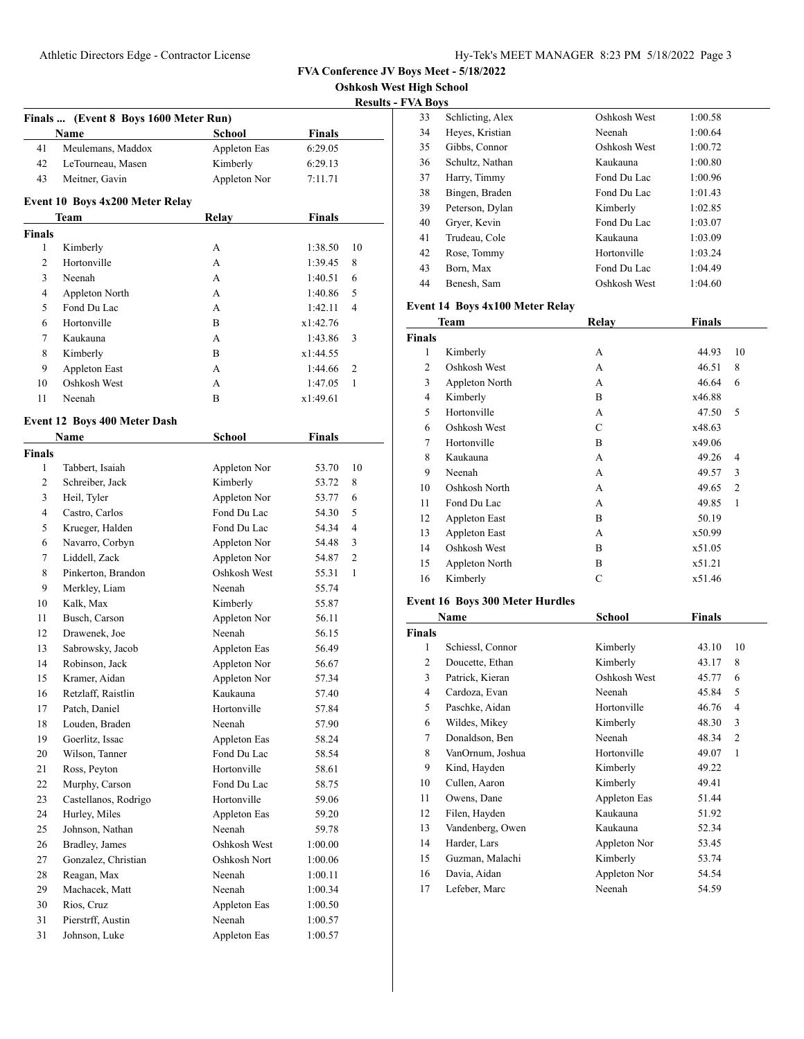# FVA Conference JV Boys Meet - 5/18/2022

**Oshkosh West High School**

**Results - FVA Boys**

### Finals ... (Event 8 Boys 1600 Meter Run)

| | Name | School | Finals |
|---|---|---|---|
| 41 | Meulemans, Maddox | Appleton Eas | 6:29.05 |
| 42 | LeTourneau, Masen | Kimberly | 6:29.13 |
| 43 | Meitner, Gavin | Appleton Nor | 7:11.71 |

### Event 10 Boys 4x200 Meter Relay

| | Team | Relay | Finals | |
|---|---|---|---|---|
| **Finals** | | | | |
| 1 | Kimberly | A | 1:38.50 | 10 |
| 2 | Hortonville | A | 1:39.45 | 8 |
| 3 | Neenah | A | 1:40.51 | 6 |
| 4 | Appleton North | A | 1:40.86 | 5 |
| 5 | Fond Du Lac | A | 1:42.11 | 4 |
| 6 | Hortonville | B | x1:42.76 | |
| 7 | Kaukauna | A | 1:43.86 | 3 |
| 8 | Kimberly | B | x1:44.55 | |
| 9 | Appleton East | A | 1:44.66 | 2 |
| 10 | Oshkosh West | A | 1:47.05 | 1 |
| 11 | Neenah | B | x1:49.61 | |

### Event 12 Boys 400 Meter Dash

| | Name | School | Finals | |
|---|---|---|---|---|
| **Finals** | | | | |
| 1 | Tabbert, Isaiah | Appleton Nor | 53.70 | 10 |
| 2 | Schreiber, Jack | Kimberly | 53.72 | 8 |
| 3 | Heil, Tyler | Appleton Nor | 53.77 | 6 |
| 4 | Castro, Carlos | Fond Du Lac | 54.30 | 5 |
| 5 | Krueger, Halden | Fond Du Lac | 54.34 | 4 |
| 6 | Navarro, Corbyn | Appleton Nor | 54.48 | 3 |
| 7 | Liddell, Zack | Appleton Nor | 54.87 | 2 |
| 8 | Pinkerton, Brandon | Oshkosh West | 55.31 | 1 |
| 9 | Merkley, Liam | Neenah | 55.74 | |
| 10 | Kalk, Max | Kimberly | 55.87 | |
| 11 | Busch, Carson | Appleton Nor | 56.11 | |
| 12 | Drawenek, Joe | Neenah | 56.15 | |
| 13 | Sabrowsky, Jacob | Appleton Eas | 56.49 | |
| 14 | Robinson, Jack | Appleton Nor | 56.67 | |
| 15 | Kramer, Aidan | Appleton Nor | 57.34 | |
| 16 | Retzlaff, Raistlin | Kaukauna | 57.40 | |
| 17 | Patch, Daniel | Hortonville | 57.84 | |
| 18 | Louden, Braden | Neenah | 57.90 | |
| 19 | Goerlitz, Issac | Appleton Eas | 58.24 | |
| 20 | Wilson, Tanner | Fond Du Lac | 58.54 | |
| 21 | Ross, Peyton | Hortonville | 58.61 | |
| 22 | Murphy, Carson | Fond Du Lac | 58.75 | |
| 23 | Castellanos, Rodrigo | Hortonville | 59.06 | |
| 24 | Hurley, Miles | Appleton Eas | 59.20 | |
| 25 | Johnson, Nathan | Neenah | 59.78 | |
| 26 | Bradley, James | Oshkosh West | 1:00.00 | |
| 27 | Gonzalez, Christian | Oshkosh Nort | 1:00.06 | |
| 28 | Reagan, Max | Neenah | 1:00.11 | |
| 29 | Machacek, Matt | Neenah | 1:00.34 | |
| 30 | Rios, Cruz | Appleton Eas | 1:00.50 | |
| 31 | Pierstrff, Austin | Neenah | 1:00.57 | |
| 31 | Johnson, Luke | Appleton Eas | 1:00.57 | |
| 33 | Schlicting, Alex | Oshkosh West | 1:00.58 | |
| 34 | Heyes, Kristian | Neenah | 1:00.64 | |
| 35 | Gibbs, Connor | Oshkosh West | 1:00.72 | |
| 36 | Schultz, Nathan | Kaukauna | 1:00.80 | |
| 37 | Harry, Timmy | Fond Du Lac | 1:00.96 | |
| 38 | Bingen, Braden | Fond Du Lac | 1:01.43 | |
| 39 | Peterson, Dylan | Kimberly | 1:02.85 | |
| 40 | Gryer, Kevin | Fond Du Lac | 1:03.07 | |
| 41 | Trudeau, Cole | Kaukauna | 1:03.09 | |
| 42 | Rose, Tommy | Hortonville | 1:03.24 | |
| 43 | Born, Max | Fond Du Lac | 1:04.49 | |
| 44 | Benesh, Sam | Oshkosh West | 1:04.60 | |

### Event 14 Boys 4x100 Meter Relay

| | Team | Relay | Finals | |
|---|---|---|---|---|
| **Finals** | | | | |
| 1 | Kimberly | A | 44.93 | 10 |
| 2 | Oshkosh West | A | 46.51 | 8 |
| 3 | Appleton North | A | 46.64 | 6 |
| 4 | Kimberly | B | x46.88 | |
| 5 | Hortonville | A | 47.50 | 5 |
| 6 | Oshkosh West | C | x48.63 | |
| 7 | Hortonville | B | x49.06 | |
| 8 | Kaukauna | A | 49.26 | 4 |
| 9 | Neenah | A | 49.57 | 3 |
| 10 | Oshkosh North | A | 49.65 | 2 |
| 11 | Fond Du Lac | A | 49.85 | 1 |
| 12 | Appleton East | B | 50.19 | |
| 13 | Appleton East | A | x50.99 | |
| 14 | Oshkosh West | B | x51.05 | |
| 15 | Appleton North | B | x51.21 | |
| 16 | Kimberly | C | x51.46 | |

### Event 16 Boys 300 Meter Hurdles

| | Name | School | Finals | |
|---|---|---|---|---|
| **Finals** | | | | |
| 1 | Schiessl, Connor | Kimberly | 43.10 | 10 |
| 2 | Doucette, Ethan | Kimberly | 43.17 | 8 |
| 3 | Patrick, Kieran | Oshkosh West | 45.77 | 6 |
| 4 | Cardoza, Evan | Neenah | 45.84 | 5 |
| 5 | Paschke, Aidan | Hortonville | 46.76 | 4 |
| 6 | Wildes, Mikey | Kimberly | 48.30 | 3 |
| 7 | Donaldson, Ben | Neenah | 48.34 | 2 |
| 8 | VanOrnum, Joshua | Hortonville | 49.07 | 1 |
| 9 | Kind, Hayden | Kimberly | 49.22 | |
| 10 | Cullen, Aaron | Kimberly | 49.41 | |
| 11 | Owens, Dane | Appleton Eas | 51.44 | |
| 12 | Filen, Hayden | Kaukauna | 51.92 | |
| 13 | Vandenberg, Owen | Kaukauna | 52.34 | |
| 14 | Harder, Lars | Appleton Nor | 53.45 | |
| 15 | Guzman, Malachi | Kimberly | 53.74 | |
| 16 | Davia, Aidan | Appleton Nor | 54.54 | |
| 17 | Lefeber, Marc | Neenah | 54.59 | |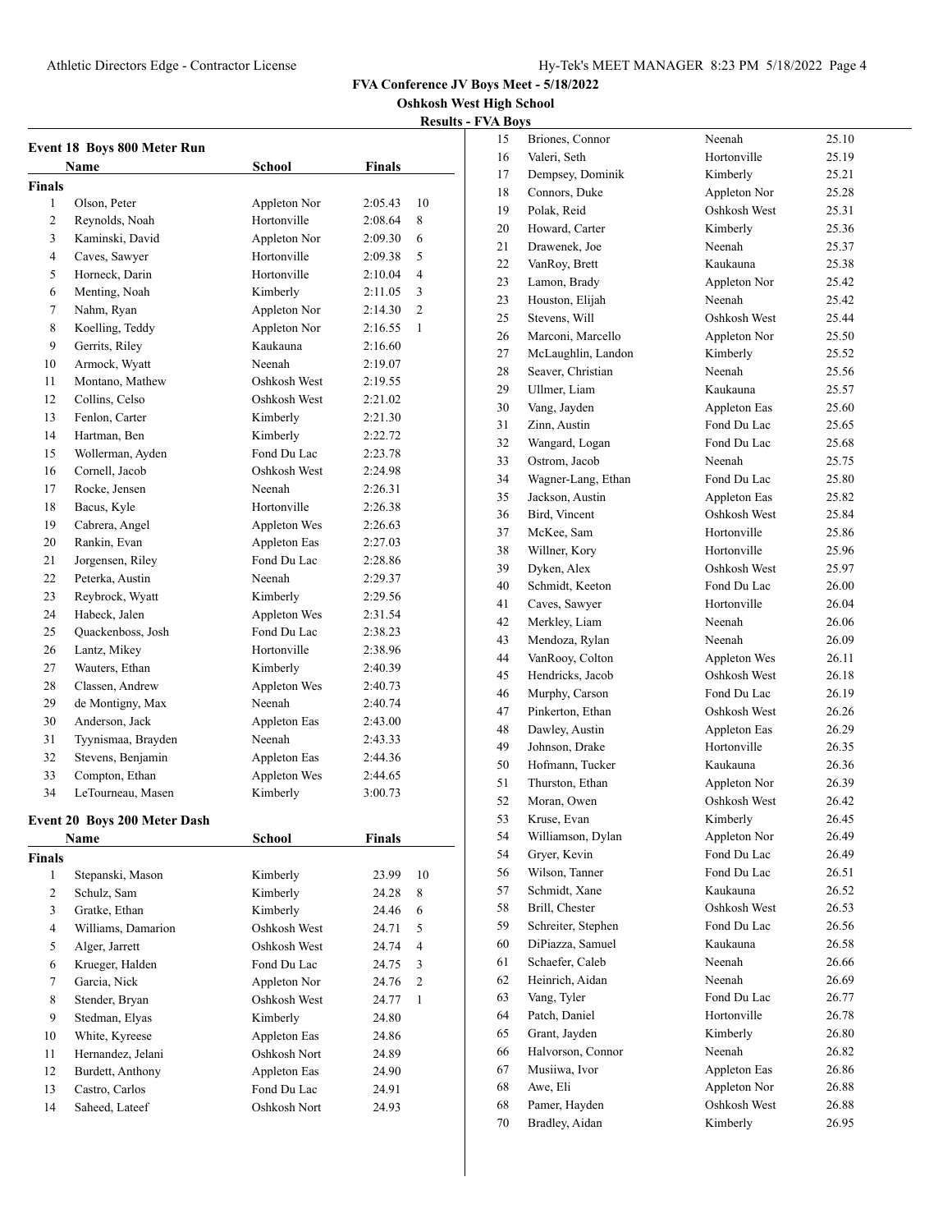FVA Conference JV Boys Meet - 5/18/2022

Oshkosh West High School

Results - FVA Boys

### Event 18 Boys 800 Meter Run

| | Name | School | Finals | |
|---|---|---|---|---|
| **Finals** | | | | |
| 1 | Olson, Peter | Appleton Nor | 2:05.43 | 10 |
| 2 | Reynolds, Noah | Hortonville | 2:08.64 | 8 |
| 3 | Kaminski, David | Appleton Nor | 2:09.30 | 6 |
| 4 | Caves, Sawyer | Hortonville | 2:09.38 | 5 |
| 5 | Horneck, Darin | Hortonville | 2:10.04 | 4 |
| 6 | Menting, Noah | Kimberly | 2:11.05 | 3 |
| 7 | Nahm, Ryan | Appleton Nor | 2:14.30 | 2 |
| 8 | Koelling, Teddy | Appleton Nor | 2:16.55 | 1 |
| 9 | Gerrits, Riley | Kaukauna | 2:16.60 | |
| 10 | Armock, Wyatt | Neenah | 2:19.07 | |
| 11 | Montano, Mathew | Oshkosh West | 2:19.55 | |
| 12 | Collins, Celso | Oshkosh West | 2:21.02 | |
| 13 | Fenlon, Carter | Kimberly | 2:21.30 | |
| 14 | Hartman, Ben | Kimberly | 2:22.72 | |
| 15 | Wollerman, Ayden | Fond Du Lac | 2:23.78 | |
| 16 | Cornell, Jacob | Oshkosh West | 2:24.98 | |
| 17 | Rocke, Jensen | Neenah | 2:26.31 | |
| 18 | Bacus, Kyle | Hortonville | 2:26.38 | |
| 19 | Cabrera, Angel | Appleton Wes | 2:26.63 | |
| 20 | Rankin, Evan | Appleton Eas | 2:27.03 | |
| 21 | Jorgensen, Riley | Fond Du Lac | 2:28.86 | |
| 22 | Peterka, Austin | Neenah | 2:29.37 | |
| 23 | Reybrock, Wyatt | Kimberly | 2:29.56 | |
| 24 | Habeck, Jalen | Appleton Wes | 2:31.54 | |
| 25 | Quackenboss, Josh | Fond Du Lac | 2:38.23 | |
| 26 | Lantz, Mikey | Hortonville | 2:38.96 | |
| 27 | Wauters, Ethan | Kimberly | 2:40.39 | |
| 28 | Classen, Andrew | Appleton Wes | 2:40.73 | |
| 29 | de Montigny, Max | Neenah | 2:40.74 | |
| 30 | Anderson, Jack | Appleton Eas | 2:43.00 | |
| 31 | Tyynismaa, Brayden | Neenah | 2:43.33 | |
| 32 | Stevens, Benjamin | Appleton Eas | 2:44.36 | |
| 33 | Compton, Ethan | Appleton Wes | 2:44.65 | |
| 34 | LeTourneau, Masen | Kimberly | 3:00.73 | |

### Event 20 Boys 200 Meter Dash

| | Name | School | Finals | |
|---|---|---|---|---|
| **Finals** | | | | |
| 1 | Stepanski, Mason | Kimberly | 23.99 | 10 |
| 2 | Schulz, Sam | Kimberly | 24.28 | 8 |
| 3 | Gratke, Ethan | Kimberly | 24.46 | 6 |
| 4 | Williams, Damarion | Oshkosh West | 24.71 | 5 |
| 5 | Alger, Jarrett | Oshkosh West | 24.74 | 4 |
| 6 | Krueger, Halden | Fond Du Lac | 24.75 | 3 |
| 7 | Garcia, Nick | Appleton Nor | 24.76 | 2 |
| 8 | Stender, Bryan | Oshkosh West | 24.77 | 1 |
| 9 | Stedman, Elyas | Kimberly | 24.80 | |
| 10 | White, Kyreese | Appleton Eas | 24.86 | |
| 11 | Hernandez, Jelani | Oshkosh Nort | 24.89 | |
| 12 | Burdett, Anthony | Appleton Eas | 24.90 | |
| 13 | Castro, Carlos | Fond Du Lac | 24.91 | |
| 14 | Saheed, Lateef | Oshkosh Nort | 24.93 | |
| 15 | Briones, Connor | Neenah | 25.10 | |
| 16 | Valeri, Seth | Hortonville | 25.19 | |
| 17 | Dempsey, Dominik | Kimberly | 25.21 | |
| 18 | Connors, Duke | Appleton Nor | 25.28 | |
| 19 | Polak, Reid | Oshkosh West | 25.31 | |
| 20 | Howard, Carter | Kimberly | 25.36 | |
| 21 | Drawenek, Joe | Neenah | 25.37 | |
| 22 | VanRoy, Brett | Kaukauna | 25.38 | |
| 23 | Lamon, Brady | Appleton Nor | 25.42 | |
| 23 | Houston, Elijah | Neenah | 25.42 | |
| 25 | Stevens, Will | Oshkosh West | 25.44 | |
| 26 | Marconi, Marcello | Appleton Nor | 25.50 | |
| 27 | McLaughlin, Landon | Kimberly | 25.52 | |
| 28 | Seaver, Christian | Neenah | 25.56 | |
| 29 | Ullmer, Liam | Kaukauna | 25.57 | |
| 30 | Vang, Jayden | Appleton Eas | 25.60 | |
| 31 | Zinn, Austin | Fond Du Lac | 25.65 | |
| 32 | Wangard, Logan | Fond Du Lac | 25.68 | |
| 33 | Ostrom, Jacob | Neenah | 25.75 | |
| 34 | Wagner-Lang, Ethan | Fond Du Lac | 25.80 | |
| 35 | Jackson, Austin | Appleton Eas | 25.82 | |
| 36 | Bird, Vincent | Oshkosh West | 25.84 | |
| 37 | McKee, Sam | Hortonville | 25.86 | |
| 38 | Willner, Kory | Hortonville | 25.96 | |
| 39 | Dyken, Alex | Oshkosh West | 25.97 | |
| 40 | Schmidt, Keeton | Fond Du Lac | 26.00 | |
| 41 | Caves, Sawyer | Hortonville | 26.04 | |
| 42 | Merkley, Liam | Neenah | 26.06 | |
| 43 | Mendoza, Rylan | Neenah | 26.09 | |
| 44 | VanRooy, Colton | Appleton Wes | 26.11 | |
| 45 | Hendricks, Jacob | Oshkosh West | 26.18 | |
| 46 | Murphy, Carson | Fond Du Lac | 26.19 | |
| 47 | Pinkerton, Ethan | Oshkosh West | 26.26 | |
| 48 | Dawley, Austin | Appleton Eas | 26.29 | |
| 49 | Johnson, Drake | Hortonville | 26.35 | |
| 50 | Hofmann, Tucker | Kaukauna | 26.36 | |
| 51 | Thurston, Ethan | Appleton Nor | 26.39 | |
| 52 | Moran, Owen | Oshkosh West | 26.42 | |
| 53 | Kruse, Evan | Kimberly | 26.45 | |
| 54 | Williamson, Dylan | Appleton Nor | 26.49 | |
| 54 | Gryer, Kevin | Fond Du Lac | 26.49 | |
| 56 | Wilson, Tanner | Fond Du Lac | 26.51 | |
| 57 | Schmidt, Xane | Kaukauna | 26.52 | |
| 58 | Brill, Chester | Oshkosh West | 26.53 | |
| 59 | Schreiter, Stephen | Fond Du Lac | 26.56 | |
| 60 | DiPiazza, Samuel | Kaukauna | 26.58 | |
| 61 | Schaefer, Caleb | Neenah | 26.66 | |
| 62 | Heinrich, Aidan | Neenah | 26.69 | |
| 63 | Vang, Tyler | Fond Du Lac | 26.77 | |
| 64 | Patch, Daniel | Hortonville | 26.78 | |
| 65 | Grant, Jayden | Kimberly | 26.80 | |
| 66 | Halvorson, Connor | Neenah | 26.82 | |
| 67 | Musiiwa, Ivor | Appleton Eas | 26.86 | |
| 68 | Awe, Eli | Appleton Nor | 26.88 | |
| 68 | Pamer, Hayden | Oshkosh West | 26.88 | |
| 70 | Bradley, Aidan | Kimberly | 26.95 | |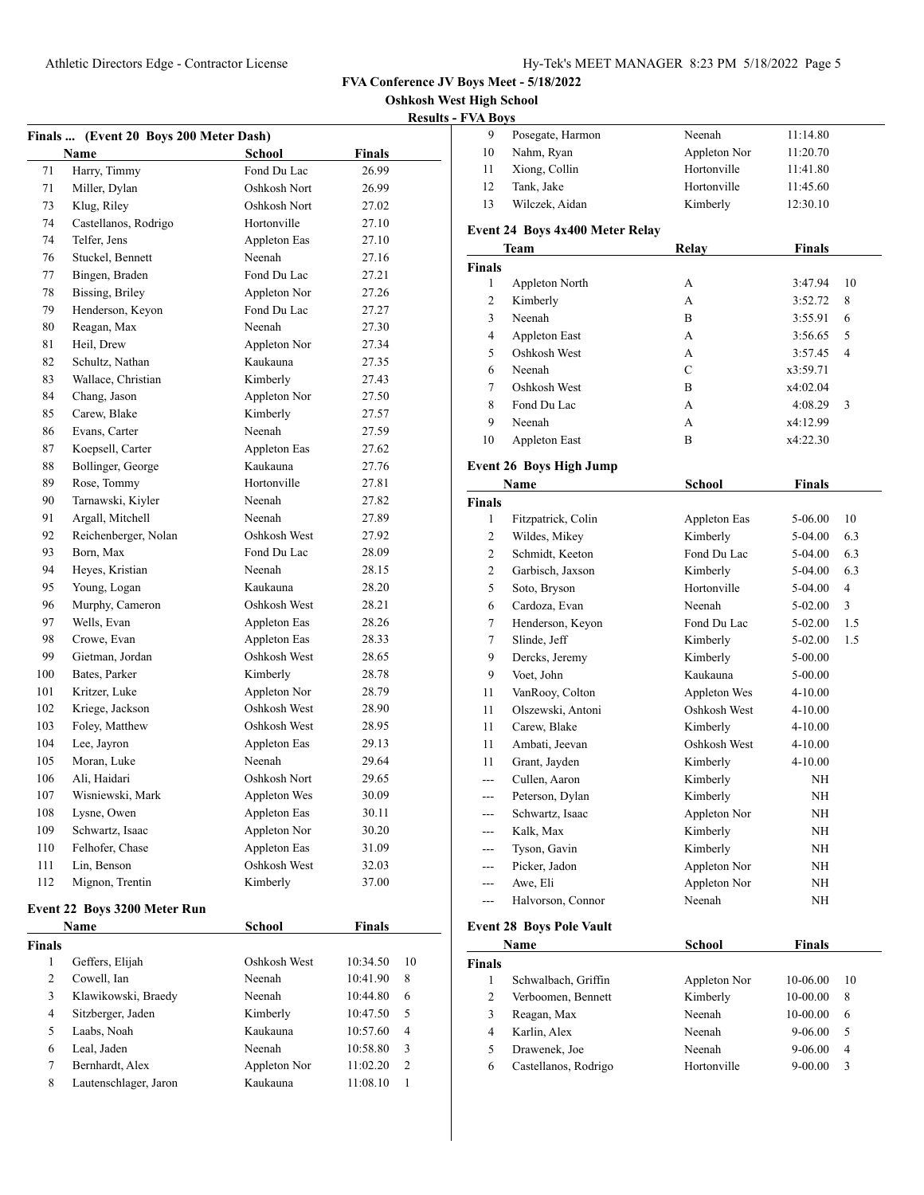**FVA Conference JV Boys Meet - 5/18/2022**

**Oshkosh West High School**

**Results - FVA Boys**

### Finals ... (Event 20 Boys 200 Meter Dash)

| | Name | School | Finals |
|---|---|---|---|
| 71 | Harry, Timmy | Fond Du Lac | 26.99 |
| 71 | Miller, Dylan | Oshkosh Nort | 26.99 |
| 73 | Klug, Riley | Oshkosh Nort | 27.02 |
| 74 | Castellanos, Rodrigo | Hortonville | 27.10 |
| 74 | Telfer, Jens | Appleton Eas | 27.10 |
| 76 | Stuckel, Bennett | Neenah | 27.16 |
| 77 | Bingen, Braden | Fond Du Lac | 27.21 |
| 78 | Bissing, Briley | Appleton Nor | 27.26 |
| 79 | Henderson, Keyon | Fond Du Lac | 27.27 |
| 80 | Reagan, Max | Neenah | 27.30 |
| 81 | Heil, Drew | Appleton Nor | 27.34 |
| 82 | Schultz, Nathan | Kaukauna | 27.35 |
| 83 | Wallace, Christian | Kimberly | 27.43 |
| 84 | Chang, Jason | Appleton Nor | 27.50 |
| 85 | Carew, Blake | Kimberly | 27.57 |
| 86 | Evans, Carter | Neenah | 27.59 |
| 87 | Koepsell, Carter | Appleton Eas | 27.62 |
| 88 | Bollinger, George | Kaukauna | 27.76 |
| 89 | Rose, Tommy | Hortonville | 27.81 |
| 90 | Tarnawski, Kiyler | Neenah | 27.82 |
| 91 | Argall, Mitchell | Neenah | 27.89 |
| 92 | Reichenberger, Nolan | Oshkosh West | 27.92 |
| 93 | Born, Max | Fond Du Lac | 28.09 |
| 94 | Heyes, Kristian | Neenah | 28.15 |
| 95 | Young, Logan | Kaukauna | 28.20 |
| 96 | Murphy, Cameron | Oshkosh West | 28.21 |
| 97 | Wells, Evan | Appleton Eas | 28.26 |
| 98 | Crowe, Evan | Appleton Eas | 28.33 |
| 99 | Gietman, Jordan | Oshkosh West | 28.65 |
| 100 | Bates, Parker | Kimberly | 28.78 |
| 101 | Kritzer, Luke | Appleton Nor | 28.79 |
| 102 | Kriege, Jackson | Oshkosh West | 28.90 |
| 103 | Foley, Matthew | Oshkosh West | 28.95 |
| 104 | Lee, Jayron | Appleton Eas | 29.13 |
| 105 | Moran, Luke | Neenah | 29.64 |
| 106 | Ali, Haidari | Oshkosh Nort | 29.65 |
| 107 | Wisniewski, Mark | Appleton Wes | 30.09 |
| 108 | Lysne, Owen | Appleton Eas | 30.11 |
| 109 | Schwartz, Isaac | Appleton Nor | 30.20 |
| 110 | Felhofer, Chase | Appleton Eas | 31.09 |
| 111 | Lin, Benson | Oshkosh West | 32.03 |
| 112 | Mignon, Trentin | Kimberly | 37.00 |

### Event 22 Boys 3200 Meter Run

| | Name | School | Finals | |
|---|---|---|---|---|
| **Finals** | | | | |
| 1 | Geffers, Elijah | Oshkosh West | 10:34.50 | 10 |
| 2 | Cowell, Ian | Neenah | 10:41.90 | 8 |
| 3 | Klawikowski, Braedy | Neenah | 10:44.80 | 6 |
| 4 | Sitzberger, Jaden | Kimberly | 10:47.50 | 5 |
| 5 | Laabs, Noah | Kaukauna | 10:57.60 | 4 |
| 6 | Leal, Jaden | Neenah | 10:58.80 | 3 |
| 7 | Bernhardt, Alex | Appleton Nor | 11:02.20 | 2 |
| 8 | Lautenschlager, Jaron | Kaukauna | 11:08.10 | 1 |
| 9 | Posegate, Harmon | Neenah | 11:14.80 | |
| 10 | Nahm, Ryan | Appleton Nor | 11:20.70 | |
| 11 | Xiong, Collin | Hortonville | 11:41.80 | |
| 12 | Tank, Jake | Hortonville | 11:45.60 | |
| 13 | Wilczek, Aidan | Kimberly | 12:30.10 | |

### Event 24 Boys 4x400 Meter Relay

| | Team | Relay | Finals | |
|---|---|---|---|---|
| **Finals** | | | | |
| 1 | Appleton North | A | 3:47.94 | 10 |
| 2 | Kimberly | A | 3:52.72 | 8 |
| 3 | Neenah | B | 3:55.91 | 6 |
| 4 | Appleton East | A | 3:56.65 | 5 |
| 5 | Oshkosh West | A | 3:57.45 | 4 |
| 6 | Neenah | C | x3:59.71 | |
| 7 | Oshkosh West | B | x4:02.04 | |
| 8 | Fond Du Lac | A | 4:08.29 | 3 |
| 9 | Neenah | A | x4:12.99 | |
| 10 | Appleton East | B | x4:22.30 | |

### Event 26 Boys High Jump

| | Name | School | Finals | |
|---|---|---|---|---|
| **Finals** | | | | |
| 1 | Fitzpatrick, Colin | Appleton Eas | 5-06.00 | 10 |
| 2 | Wildes, Mikey | Kimberly | 5-04.00 | 6.3 |
| 2 | Schmidt, Keeton | Fond Du Lac | 5-04.00 | 6.3 |
| 2 | Garbisch, Jaxson | Kimberly | 5-04.00 | 6.3 |
| 5 | Soto, Bryson | Hortonville | 5-04.00 | 4 |
| 6 | Cardoza, Evan | Neenah | 5-02.00 | 3 |
| 7 | Henderson, Keyon | Fond Du Lac | 5-02.00 | 1.5 |
| 7 | Slinde, Jeff | Kimberly | 5-02.00 | 1.5 |
| 9 | Dercks, Jeremy | Kimberly | 5-00.00 | |
| 9 | Voet, John | Kaukauna | 5-00.00 | |
| 11 | VanRooy, Colton | Appleton Wes | 4-10.00 | |
| 11 | Olszewski, Antoni | Oshkosh West | 4-10.00 | |
| 11 | Carew, Blake | Kimberly | 4-10.00 | |
| 11 | Ambati, Jeevan | Oshkosh West | 4-10.00 | |
| 11 | Grant, Jayden | Kimberly | 4-10.00 | |
| --- | Cullen, Aaron | Kimberly | NH | |
| --- | Peterson, Dylan | Kimberly | NH | |
| --- | Schwartz, Isaac | Appleton Nor | NH | |
| --- | Kalk, Max | Kimberly | NH | |
| --- | Tyson, Gavin | Kimberly | NH | |
| --- | Picker, Jadon | Appleton Nor | NH | |
| --- | Awe, Eli | Appleton Nor | NH | |
| --- | Halvorson, Connor | Neenah | NH | |

### Event 28 Boys Pole Vault

| | Name | School | Finals | |
|---|---|---|---|---|
| **Finals** | | | | |
| 1 | Schwalbach, Griffin | Appleton Nor | 10-06.00 | 10 |
| 2 | Verboomen, Bennett | Kimberly | 10-00.00 | 8 |
| 3 | Reagan, Max | Neenah | 10-00.00 | 6 |
| 4 | Karlin, Alex | Neenah | 9-06.00 | 5 |
| 5 | Drawenek, Joe | Neenah | 9-06.00 | 4 |
| 6 | Castellanos, Rodrigo | Hortonville | 9-00.00 | 3 |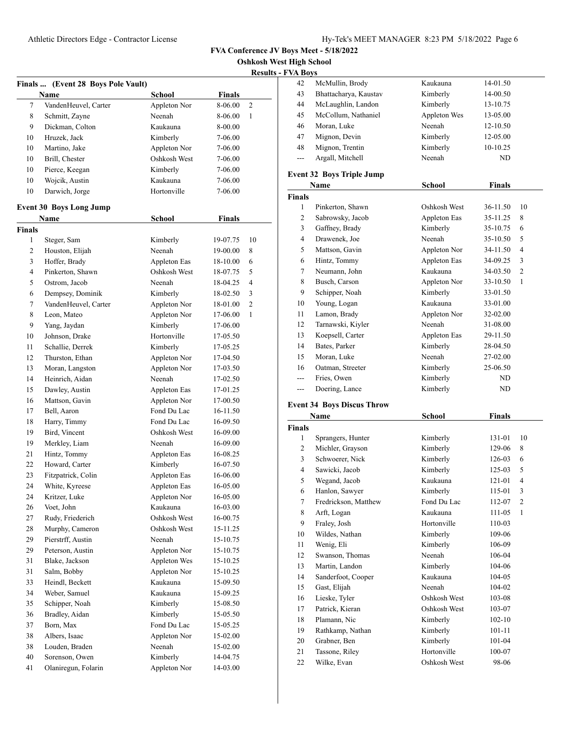**FVA Conference JV Boys Meet - 5/18/2022**

**Oshkosh West High School**

**Results - FVA Boys**

### Finals ... (Event 28 Boys Pole Vault)

| | Name | School | Finals | |
|---|---|---|---|---|
| 7 | VandenHeuvel, Carter | Appleton Nor | 8-06.00 | 2 |
| 8 | Schmitt, Zayne | Neenah | 8-06.00 | 1 |
| 9 | Dickman, Colton | Kaukauna | 8-00.00 | |
| 10 | Hruzek, Jack | Kimberly | 7-06.00 | |
| 10 | Martino, Jake | Appleton Nor | 7-06.00 | |
| 10 | Brill, Chester | Oshkosh West | 7-06.00 | |
| 10 | Pierce, Keegan | Kimberly | 7-06.00 | |
| 10 | Wojcik, Austin | Kaukauna | 7-06.00 | |
| 10 | Darwich, Jorge | Hortonville | 7-06.00 | |

### Event 30 Boys Long Jump

| | Name | School | Finals | |
|---|---|---|---|---|
| **Finals** | | | | |
| 1 | Steger, Sam | Kimberly | 19-07.75 | 10 |
| 2 | Houston, Elijah | Neenah | 19-00.00 | 8 |
| 3 | Hoffer, Brady | Appleton Eas | 18-10.00 | 6 |
| 4 | Pinkerton, Shawn | Oshkosh West | 18-07.75 | 5 |
| 5 | Ostrom, Jacob | Neenah | 18-04.25 | 4 |
| 6 | Dempsey, Dominik | Kimberly | 18-02.50 | 3 |
| 7 | VandenHeuvel, Carter | Appleton Nor | 18-01.00 | 2 |
| 8 | Leon, Mateo | Appleton Nor | 17-06.00 | 1 |
| 9 | Yang, Jaydan | Kimberly | 17-06.00 | |
| 10 | Johnson, Drake | Hortonville | 17-05.50 | |
| 11 | Schallie, Derrek | Kimberly | 17-05.25 | |
| 12 | Thurston, Ethan | Appleton Nor | 17-04.50 | |
| 13 | Moran, Langston | Appleton Nor | 17-03.50 | |
| 14 | Heinrich, Aidan | Neenah | 17-02.50 | |
| 15 | Dawley, Austin | Appleton Eas | 17-01.25 | |
| 16 | Mattson, Gavin | Appleton Nor | 17-00.50 | |
| 17 | Bell, Aaron | Fond Du Lac | 16-11.50 | |
| 18 | Harry, Timmy | Fond Du Lac | 16-09.50 | |
| 19 | Bird, Vincent | Oshkosh West | 16-09.00 | |
| 19 | Merkley, Liam | Neenah | 16-09.00 | |
| 21 | Hintz, Tommy | Appleton Eas | 16-08.25 | |
| 22 | Howard, Carter | Kimberly | 16-07.50 | |
| 23 | Fitzpatrick, Colin | Appleton Eas | 16-06.00 | |
| 24 | White, Kyreese | Appleton Eas | 16-05.00 | |
| 24 | Kritzer, Luke | Appleton Nor | 16-05.00 | |
| 26 | Voet, John | Kaukauna | 16-03.00 | |
| 27 | Rudy, Friederich | Oshkosh West | 16-00.75 | |
| 28 | Murphy, Cameron | Oshkosh West | 15-11.25 | |
| 29 | Pierstrff, Austin | Neenah | 15-10.75 | |
| 29 | Peterson, Austin | Appleton Nor | 15-10.75 | |
| 31 | Blake, Jackson | Appleton Wes | 15-10.25 | |
| 31 | Salm, Bobby | Appleton Nor | 15-10.25 | |
| 33 | Heindl, Beckett | Kaukauna | 15-09.50 | |
| 34 | Weber, Samuel | Kaukauna | 15-09.25 | |
| 35 | Schipper, Noah | Kimberly | 15-08.50 | |
| 36 | Bradley, Aidan | Kimberly | 15-05.50 | |
| 37 | Born, Max | Fond Du Lac | 15-05.25 | |
| 38 | Albers, Isaac | Appleton Nor | 15-02.00 | |
| 38 | Louden, Braden | Neenah | 15-02.00 | |
| 40 | Sorenson, Owen | Kimberly | 14-04.75 | |
| 41 | Olaniregun, Folarin | Appleton Nor | 14-03.00 | |
| 42 | McMullin, Brody | Kaukauna | 14-01.50 | |
| 43 | Bhattacharya, Kaustav | Kimberly | 14-00.50 | |
| 44 | McLaughlin, Landon | Kimberly | 13-10.75 | |
| 45 | McCollum, Nathaniel | Appleton Wes | 13-05.00 | |
| 46 | Moran, Luke | Neenah | 12-10.50 | |
| 47 | Mignon, Devin | Kimberly | 12-05.00 | |
| 48 | Mignon, Trentin | Kimberly | 10-10.25 | |
| --- | Argall, Mitchell | Neenah | ND | |

### Event 32 Boys Triple Jump

| | Name | School | Finals | |
|---|---|---|---|---|
| **Finals** | | | | |
| 1 | Pinkerton, Shawn | Oshkosh West | 36-11.50 | 10 |
| 2 | Sabrowsky, Jacob | Appleton Eas | 35-11.25 | 8 |
| 3 | Gaffney, Brady | Kimberly | 35-10.75 | 6 |
| 4 | Drawenek, Joe | Neenah | 35-10.50 | 5 |
| 5 | Mattson, Gavin | Appleton Nor | 34-11.50 | 4 |
| 6 | Hintz, Tommy | Appleton Eas | 34-09.25 | 3 |
| 7 | Neumann, John | Kaukauna | 34-03.50 | 2 |
| 8 | Busch, Carson | Appleton Nor | 33-10.50 | 1 |
| 9 | Schipper, Noah | Kimberly | 33-01.50 | |
| 10 | Young, Logan | Kaukauna | 33-01.00 | |
| 11 | Lamon, Brady | Appleton Nor | 32-02.00 | |
| 12 | Tarnawski, Kiyler | Neenah | 31-08.00 | |
| 13 | Koepsell, Carter | Appleton Eas | 29-11.50 | |
| 14 | Bates, Parker | Kimberly | 28-04.50 | |
| 15 | Moran, Luke | Neenah | 27-02.00 | |
| 16 | Oatman, Streeter | Kimberly | 25-06.50 | |
| --- | Fries, Owen | Kimberly | ND | |
| --- | Doering, Lance | Kimberly | ND | |

### Event 34 Boys Discus Throw

| | Name | School | Finals | |
|---|---|---|---|---|
| **Finals** | | | | |
| 1 | Sprangers, Hunter | Kimberly | 131-01 | 10 |
| 2 | Michler, Grayson | Kimberly | 129-06 | 8 |
| 3 | Schwoerer, Nick | Kimberly | 126-03 | 6 |
| 4 | Sawicki, Jacob | Kimberly | 125-03 | 5 |
| 5 | Wegand, Jacob | Kaukauna | 121-01 | 4 |
| 6 | Hanlon, Sawyer | Kimberly | 115-01 | 3 |
| 7 | Fredrickson, Matthew | Fond Du Lac | 112-07 | 2 |
| 8 | Arft, Logan | Kaukauna | 111-05 | 1 |
| 9 | Fraley, Josh | Hortonville | 110-03 | |
| 10 | Wildes, Nathan | Kimberly | 109-06 | |
| 11 | Wenig, Eli | Kimberly | 106-09 | |
| 12 | Swanson, Thomas | Neenah | 106-04 | |
| 13 | Martin, Landon | Kimberly | 104-06 | |
| 14 | Sanderfoot, Cooper | Kaukauna | 104-05 | |
| 15 | Gast, Elijah | Neenah | 104-02 | |
| 16 | Lieske, Tyler | Oshkosh West | 103-08 | |
| 17 | Patrick, Kieran | Oshkosh West | 103-07 | |
| 18 | Plamann, Nic | Kimberly | 102-10 | |
| 19 | Rathkamp, Nathan | Kimberly | 101-11 | |
| 20 | Grabner, Ben | Kimberly | 101-04 | |
| 21 | Tassone, Riley | Hortonville | 100-07 | |
| 22 | Wilke, Evan | Oshkosh West | 98-06 | |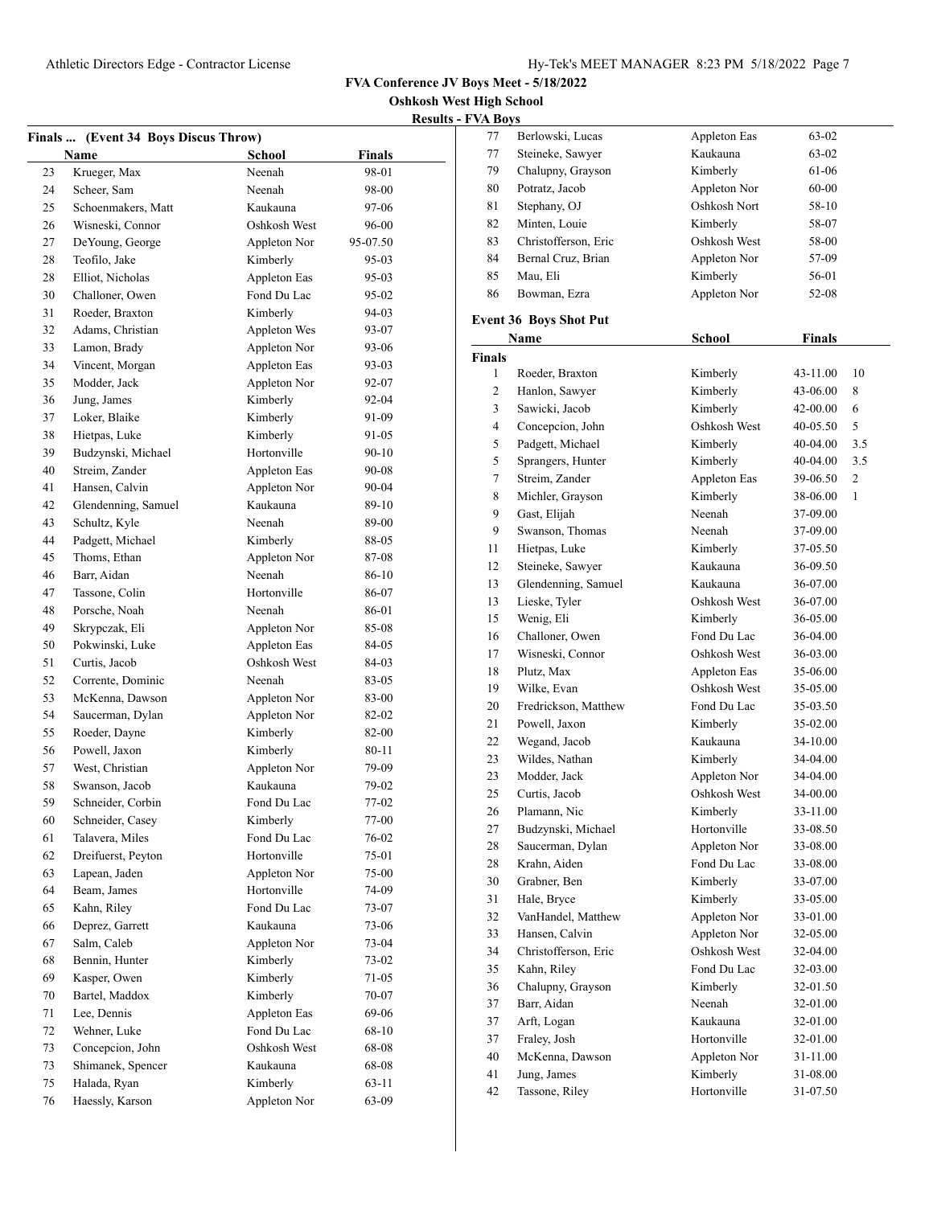**FVA Conference JV Boys Meet - 5/18/2022**

**Oshkosh West High School**

**Results - FVA Boys**

### Finals ... (Event 34 Boys Discus Throw)

| | Name | School | Finals |
|---|---|---|---|
| 23 | Krueger, Max | Neenah | 98-01 |
| 24 | Scheer, Sam | Neenah | 98-00 |
| 25 | Schoenmakers, Matt | Kaukauna | 97-06 |
| 26 | Wisneski, Connor | Oshkosh West | 96-00 |
| 27 | DeYoung, George | Appleton Nor | 95-07.50 |
| 28 | Teofilo, Jake | Kimberly | 95-03 |
| 28 | Elliot, Nicholas | Appleton Eas | 95-03 |
| 30 | Challoner, Owen | Fond Du Lac | 95-02 |
| 31 | Roeder, Braxton | Kimberly | 94-03 |
| 32 | Adams, Christian | Appleton Wes | 93-07 |
| 33 | Lamon, Brady | Appleton Nor | 93-06 |
| 34 | Vincent, Morgan | Appleton Eas | 93-03 |
| 35 | Modder, Jack | Appleton Nor | 92-07 |
| 36 | Jung, James | Kimberly | 92-04 |
| 37 | Loker, Blaike | Kimberly | 91-09 |
| 38 | Hietpas, Luke | Kimberly | 91-05 |
| 39 | Budzynski, Michael | Hortonville | 90-10 |
| 40 | Streim, Zander | Appleton Eas | 90-08 |
| 41 | Hansen, Calvin | Appleton Nor | 90-04 |
| 42 | Glendenning, Samuel | Kaukauna | 89-10 |
| 43 | Schultz, Kyle | Neenah | 89-00 |
| 44 | Padgett, Michael | Kimberly | 88-05 |
| 45 | Thoms, Ethan | Appleton Nor | 87-08 |
| 46 | Barr, Aidan | Neenah | 86-10 |
| 47 | Tassone, Colin | Hortonville | 86-07 |
| 48 | Porsche, Noah | Neenah | 86-01 |
| 49 | Skrypczak, Eli | Appleton Nor | 85-08 |
| 50 | Pokwinski, Luke | Appleton Eas | 84-05 |
| 51 | Curtis, Jacob | Oshkosh West | 84-03 |
| 52 | Corrente, Dominic | Neenah | 83-05 |
| 53 | McKenna, Dawson | Appleton Nor | 83-00 |
| 54 | Saucerman, Dylan | Appleton Nor | 82-02 |
| 55 | Roeder, Dayne | Kimberly | 82-00 |
| 56 | Powell, Jaxon | Kimberly | 80-11 |
| 57 | West, Christian | Appleton Nor | 79-09 |
| 58 | Swanson, Jacob | Kaukauna | 79-02 |
| 59 | Schneider, Corbin | Fond Du Lac | 77-02 |
| 60 | Schneider, Casey | Kimberly | 77-00 |
| 61 | Talavera, Miles | Fond Du Lac | 76-02 |
| 62 | Dreifuerst, Peyton | Hortonville | 75-01 |
| 63 | Lapean, Jaden | Appleton Nor | 75-00 |
| 64 | Beam, James | Hortonville | 74-09 |
| 65 | Kahn, Riley | Fond Du Lac | 73-07 |
| 66 | Deprez, Garrett | Kaukauna | 73-06 |
| 67 | Salm, Caleb | Appleton Nor | 73-04 |
| 68 | Bennin, Hunter | Kimberly | 73-02 |
| 69 | Kasper, Owen | Kimberly | 71-05 |
| 70 | Bartel, Maddox | Kimberly | 70-07 |
| 71 | Lee, Dennis | Appleton Eas | 69-06 |
| 72 | Wehner, Luke | Fond Du Lac | 68-10 |
| 73 | Concepcion, John | Oshkosh West | 68-08 |
| 73 | Shimanek, Spencer | Kaukauna | 68-08 |
| 75 | Halada, Ryan | Kimberly | 63-11 |
| 76 | Haessly, Karson | Appleton Nor | 63-09 |
| 77 | Berlowski, Lucas | Appleton Eas | 63-02 |
| 77 | Steineke, Sawyer | Kaukauna | 63-02 |
| 79 | Chalupny, Grayson | Kimberly | 61-06 |
| 80 | Potratz, Jacob | Appleton Nor | 60-00 |
| 81 | Stephany, OJ | Oshkosh Nort | 58-10 |
| 82 | Minten, Louie | Kimberly | 58-07 |
| 83 | Christofferson, Eric | Oshkosh West | 58-00 |
| 84 | Bernal Cruz, Brian | Appleton Nor | 57-09 |
| 85 | Mau, Eli | Kimberly | 56-01 |
| 86 | Bowman, Ezra | Appleton Nor | 52-08 |

### Event 36 Boys Shot Put

| | Name | School | Finals | |
|---|---|---|---|---|
| **Finals** | | | | |
| 1 | Roeder, Braxton | Kimberly | 43-11.00 | 10 |
| 2 | Hanlon, Sawyer | Kimberly | 43-06.00 | 8 |
| 3 | Sawicki, Jacob | Kimberly | 42-00.00 | 6 |
| 4 | Concepcion, John | Oshkosh West | 40-05.50 | 5 |
| 5 | Padgett, Michael | Kimberly | 40-04.00 | 3.5 |
| 5 | Sprangers, Hunter | Kimberly | 40-04.00 | 3.5 |
| 7 | Streim, Zander | Appleton Eas | 39-06.50 | 2 |
| 8 | Michler, Grayson | Kimberly | 38-06.00 | 1 |
| 9 | Gast, Elijah | Neenah | 37-09.00 | |
| 9 | Swanson, Thomas | Neenah | 37-09.00 | |
| 11 | Hietpas, Luke | Kimberly | 37-05.50 | |
| 12 | Steineke, Sawyer | Kaukauna | 36-09.50 | |
| 13 | Glendenning, Samuel | Kaukauna | 36-07.00 | |
| 13 | Lieske, Tyler | Oshkosh West | 36-07.00 | |
| 15 | Wenig, Eli | Kimberly | 36-05.00 | |
| 16 | Challoner, Owen | Fond Du Lac | 36-04.00 | |
| 17 | Wisneski, Connor | Oshkosh West | 36-03.00 | |
| 18 | Plutz, Max | Appleton Eas | 35-06.00 | |
| 19 | Wilke, Evan | Oshkosh West | 35-05.00 | |
| 20 | Fredrickson, Matthew | Fond Du Lac | 35-03.50 | |
| 21 | Powell, Jaxon | Kimberly | 35-02.00 | |
| 22 | Wegand, Jacob | Kaukauna | 34-10.00 | |
| 23 | Wildes, Nathan | Kimberly | 34-04.00 | |
| 23 | Modder, Jack | Appleton Nor | 34-04.00 | |
| 25 | Curtis, Jacob | Oshkosh West | 34-00.00 | |
| 26 | Plamann, Nic | Kimberly | 33-11.00 | |
| 27 | Budzynski, Michael | Hortonville | 33-08.50 | |
| 28 | Saucerman, Dylan | Appleton Nor | 33-08.00 | |
| 28 | Krahn, Aiden | Fond Du Lac | 33-08.00 | |
| 30 | Grabner, Ben | Kimberly | 33-07.00 | |
| 31 | Hale, Bryce | Kimberly | 33-05.00 | |
| 32 | VanHandel, Matthew | Appleton Nor | 33-01.00 | |
| 33 | Hansen, Calvin | Appleton Nor | 32-05.00 | |
| 34 | Christofferson, Eric | Oshkosh West | 32-04.00 | |
| 35 | Kahn, Riley | Fond Du Lac | 32-03.00 | |
| 36 | Chalupny, Grayson | Kimberly | 32-01.50 | |
| 37 | Barr, Aidan | Neenah | 32-01.00 | |
| 37 | Arft, Logan | Kaukauna | 32-01.00 | |
| 37 | Fraley, Josh | Hortonville | 32-01.00 | |
| 40 | McKenna, Dawson | Appleton Nor | 31-11.00 | |
| 41 | Jung, James | Kimberly | 31-08.00 | |
| 42 | Tassone, Riley | Hortonville | 31-07.50 | |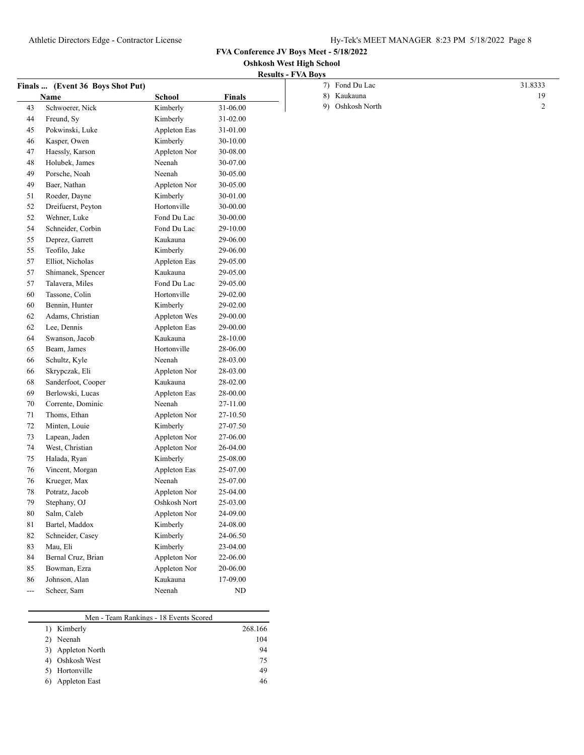**FVA Conference JV Boys Meet - 5/18/2022**

**Oshkosh West High School**

**Results - FVA Boys**

**Finals ... (Event 36 Boys Shot Put)**

| | Name | School | Finals |
|---|---|---|---|
| 43 | Schwoerer, Nick | Kimberly | 31-06.00 |
| 44 | Freund, Sy | Kimberly | 31-02.00 |
| 45 | Pokwinski, Luke | Appleton Eas | 31-01.00 |
| 46 | Kasper, Owen | Kimberly | 30-10.00 |
| 47 | Haessly, Karson | Appleton Nor | 30-08.00 |
| 48 | Holubek, James | Neenah | 30-07.00 |
| 49 | Porsche, Noah | Neenah | 30-05.00 |
| 49 | Baer, Nathan | Appleton Nor | 30-05.00 |
| 51 | Roeder, Dayne | Kimberly | 30-01.00 |
| 52 | Dreifuerst, Peyton | Hortonville | 30-00.00 |
| 52 | Wehner, Luke | Fond Du Lac | 30-00.00 |
| 54 | Schneider, Corbin | Fond Du Lac | 29-10.00 |
| 55 | Deprez, Garrett | Kaukauna | 29-06.00 |
| 55 | Teofilo, Jake | Kimberly | 29-06.00 |
| 57 | Elliot, Nicholas | Appleton Eas | 29-05.00 |
| 57 | Shimanek, Spencer | Kaukauna | 29-05.00 |
| 57 | Talavera, Miles | Fond Du Lac | 29-05.00 |
| 60 | Tassone, Colin | Hortonville | 29-02.00 |
| 60 | Bennin, Hunter | Kimberly | 29-02.00 |
| 62 | Adams, Christian | Appleton Wes | 29-00.00 |
| 62 | Lee, Dennis | Appleton Eas | 29-00.00 |
| 64 | Swanson, Jacob | Kaukauna | 28-10.00 |
| 65 | Beam, James | Hortonville | 28-06.00 |
| 66 | Schultz, Kyle | Neenah | 28-03.00 |
| 66 | Skrypczak, Eli | Appleton Nor | 28-03.00 |
| 68 | Sanderfoot, Cooper | Kaukauna | 28-02.00 |
| 69 | Berlowski, Lucas | Appleton Eas | 28-00.00 |
| 70 | Corrente, Dominic | Neenah | 27-11.00 |
| 71 | Thoms, Ethan | Appleton Nor | 27-10.50 |
| 72 | Minten, Louie | Kimberly | 27-07.50 |
| 73 | Lapean, Jaden | Appleton Nor | 27-06.00 |
| 74 | West, Christian | Appleton Nor | 26-04.00 |
| 75 | Halada, Ryan | Kimberly | 25-08.00 |
| 76 | Vincent, Morgan | Appleton Eas | 25-07.00 |
| 76 | Krueger, Max | Neenah | 25-07.00 |
| 78 | Potratz, Jacob | Appleton Nor | 25-04.00 |
| 79 | Stephany, OJ | Oshkosh Nort | 25-03.00 |
| 80 | Salm, Caleb | Appleton Nor | 24-09.00 |
| 81 | Bartel, Maddox | Kimberly | 24-08.00 |
| 82 | Schneider, Casey | Kimberly | 24-06.50 |
| 83 | Mau, Eli | Kimberly | 23-04.00 |
| 84 | Bernal Cruz, Brian | Appleton Nor | 22-06.00 |
| 85 | Bowman, Ezra | Appleton Nor | 20-06.00 |
| 86 | Johnson, Alan | Kaukauna | 17-09.00 |
| --- | Scheer, Sam | Neenah | ND |

**Men - Team Rankings - 18 Events Scored**

| | | |
|---|---|---|
| 1) | Kimberly | 268.166 |
| 2) | Neenah | 104 |
| 3) | Appleton North | 94 |
| 4) | Oshkosh West | 75 |
| 5) | Hortonville | 49 |
| 6) | Appleton East | 46 |
| 7) | Fond Du Lac | 31.8333 |
| 8) | Kaukauna | 19 |
| 9) | Oshkosh North | 2 |